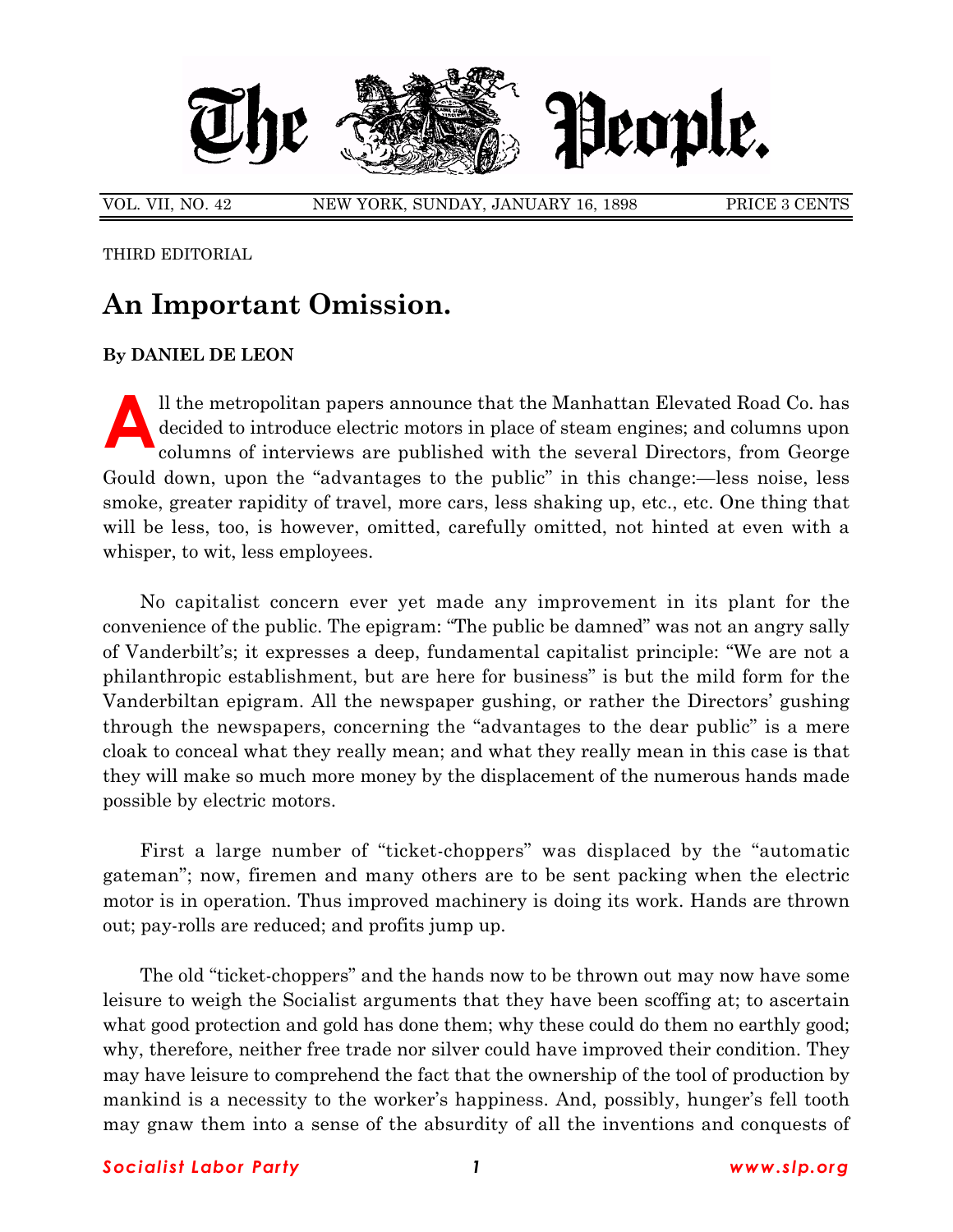# The People.

VOL. VII, NO. 42 NEW YORK, SUNDAY, JANUARY 16, 1898 PRICE 3 CENTS

THIRD EDITORIAL

## An Important Omission.

**By DANIEL DE LEON**

All the metropolitan papers announce that the Manhattan Elevated Road Co. has decided to introduce electric motors in place of steam engines; and columns upon columns of interviews are published with the several Directors, from George Gould down, upon the "advantages to the public" in this change:—less noise, less smoke, greater rapidity of travel, more cars, less shaking up, etc., etc. One thing that will be less, too, is however, omitted, carefully omitted, not hinted at even with a whisper, to wit, less employees.

No capitalist concern ever yet made any improvement in its plant for the convenience of the public. The epigram: "The public be damned" was not an angry sally of Vanderbilt's; it expresses a deep, fundamental capitalist principle: "We are not a philanthropic establishment, but are here for business" is but the mild form for the Vanderbiltan epigram. All the newspaper gushing, or rather the Directors' gushing through the newspapers, concerning the "advantages to the dear public" is a mere cloak to conceal what they really mean; and what they really mean in this case is that they will make so much more money by the displacement of the numerous hands made possible by electric motors.

First a large number of "ticket-choppers" was displaced by the "automatic gateman"; now, firemen and many others are to be sent packing when the electric motor is in operation. Thus improved machinery is doing its work. Hands are thrown out; pay-rolls are reduced; and profits jump up.

The old "ticket-choppers" and the hands now to be thrown out may now have some leisure to weigh the Socialist arguments that they have been scoffing at; to ascertain what good protection and gold has done them; why these could do them no earthly good; why, therefore, neither free trade nor silver could have improved their condition. They may have leisure to comprehend the fact that the ownership of the tool of production by mankind is a necessity to the worker's happiness. And, possibly, hunger's fell tooth may gnaw them into a sense of the absurdity of all the inventions and conquests of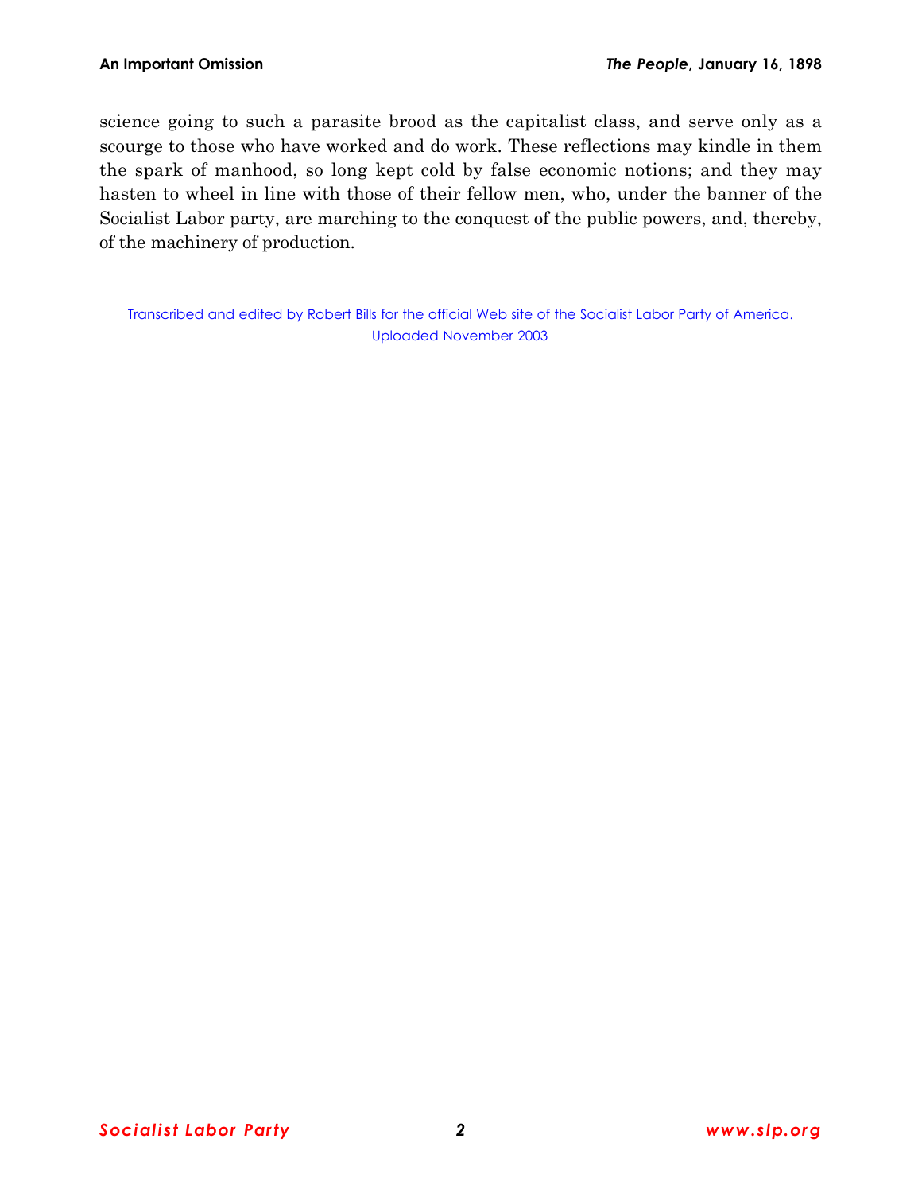science going to such a parasite brood as the capitalist class, and serve only as a scourge to those who have worked and do work. These reflections may kindle in them the spark of manhood, so long kept cold by false economic notions; and they may hasten to wheel in line with those of their fellow men, who, under the banner of the Socialist Labor party, are marching to the conquest of the public powers, and, thereby, of the machinery of production.

Transcribed and edited by Robert Bills for the official Web site of the Socialist Labor Party of America.
Uploaded November 2003